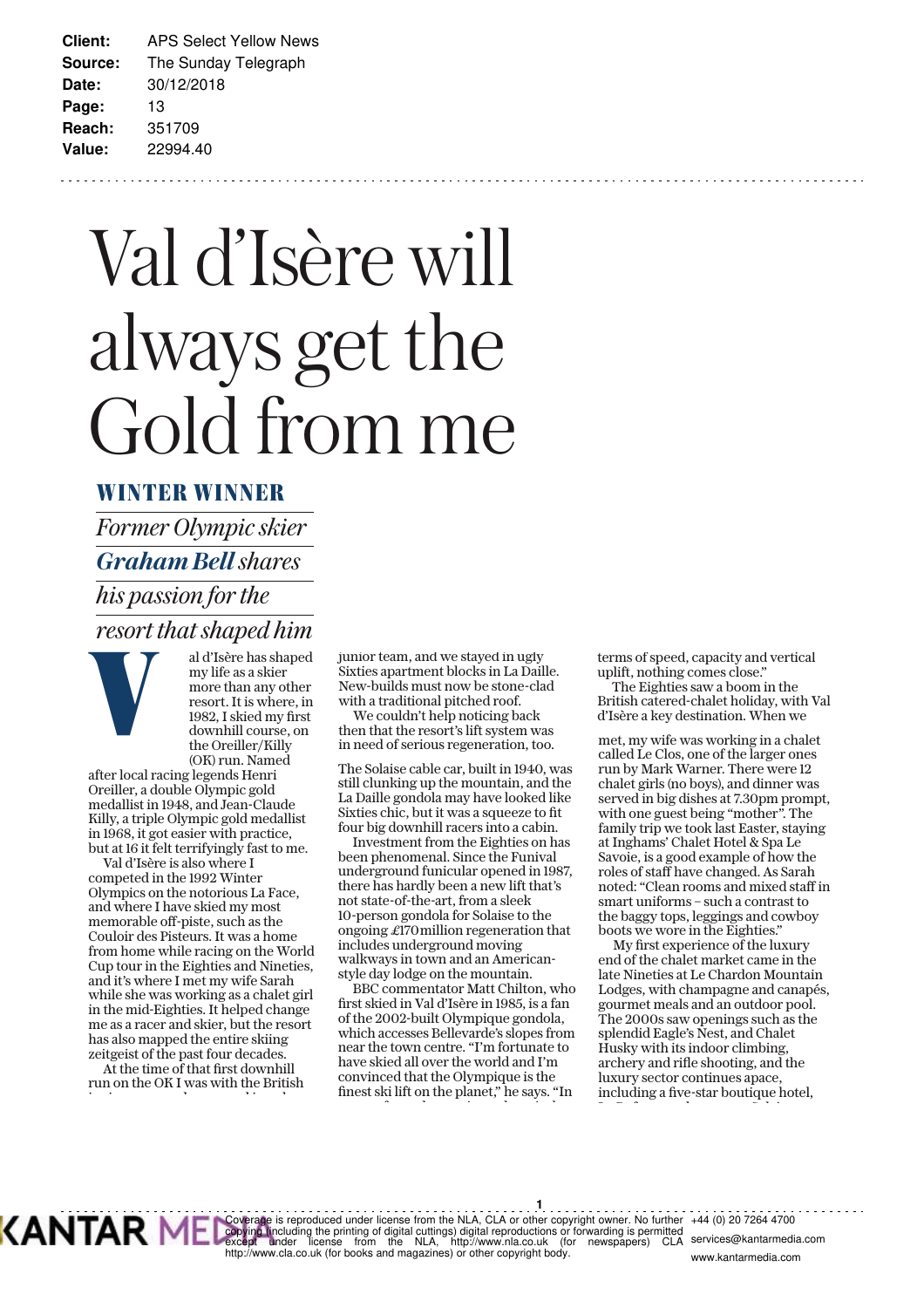| | |
|---|---|
| **Client:** | APS Select Yellow News |
| **Source:** | The Sunday Telegraph |
| **Date:** | 30/12/2018 |
| **Page:** | 13 |
| **Reach:** | 351709 |
| **Value:** | 22994.40 |

# Val d'Isère will always get the Gold from me

**WINTER WINNER**

*Former Olympic skier **Graham Bell** shares his passion for the resort that shaped him*

Val d'Isère has shaped my life as a skier more than any other resort. It is where, in 1982, I skied my first downhill course, on the Oreiller/Killy (OK) run. Named after local racing legends Henri Oreiller, a double Olympic gold medallist in 1948, and Jean-Claude Killy, a triple Olympic gold medallist in 1968, it got easier with practice, but at 16 it felt terrifyingly fast to me.

Val d'Isère is also where I competed in the 1992 Winter Olympics on the notorious La Face, and where I have skied my most memorable off-piste, such as the Couloir des Pisteurs. It was a home from home while racing on the World Cup tour in the Eighties and Nineties, and it's where I met my wife Sarah while she was working as a chalet girl in the mid-Eighties. It helped change me as a racer and skier, but the resort has also mapped the entire skiing zeitgeist of the past four decades.

At the time of that first downhill run on the OK I was with the British junior team, and we stayed in ugly Sixties apartment blocks in La Daille. New-builds must now be stone-clad with a traditional pitched roof.

We couldn't help noticing back then that the resort's lift system was in need of serious regeneration, too.

The Solaise cable car, built in 1940, was still clunking up the mountain, and the La Daille gondola may have looked like Sixties chic, but it was a squeeze to fit four big downhill racers into a cabin.

Investment from the Eighties on has been phenomenal. Since the Funival underground funicular opened in 1987, there has hardly been a new lift that's not state-of-the-art, from a sleek 10-person gondola for Solaise to the ongoing £170million regeneration that includes underground moving walkways in town and an American-style day lodge on the mountain.

BBC commentator Matt Chilton, who first skied in Val d'Isère in 1985, is a fan of the 2002-built Olympique gondola, which accesses Bellevarde's slopes from near the town centre. "I'm fortunate to have skied all over the world and I'm convinced that the Olympique is the finest ski lift on the planet," he says. "In terms of speed, capacity and vertical uplift, nothing comes close."

The Eighties saw a boom in the British catered-chalet holiday, with Val d'Isère a key destination. When we met, my wife was working in a chalet called Le Clos, one of the larger ones run by Mark Warner. There were 12 chalet girls (no boys), and dinner was served in big dishes at 7.30pm prompt, with one guest being "mother". The family trip we took last Easter, staying at Inghams' Chalet Hotel & Spa Le Savoie, is a good example of how the roles of staff have changed. As Sarah noted: "Clean rooms and mixed staff in smart uniforms – such a contrast to the baggy tops, leggings and cowboy boots we wore in the Eighties."

My first experience of the luxury end of the chalet market came in the late Nineties at Le Chardon Mountain Lodges, with champagne and canapés, gourmet meals and an outdoor pool. The 2000s saw openings such as the splendid Eagle's Nest, and Chalet Husky with its indoor climbing, archery and rifle shooting, and the luxury sector continues apace, including a five-star boutique hotel,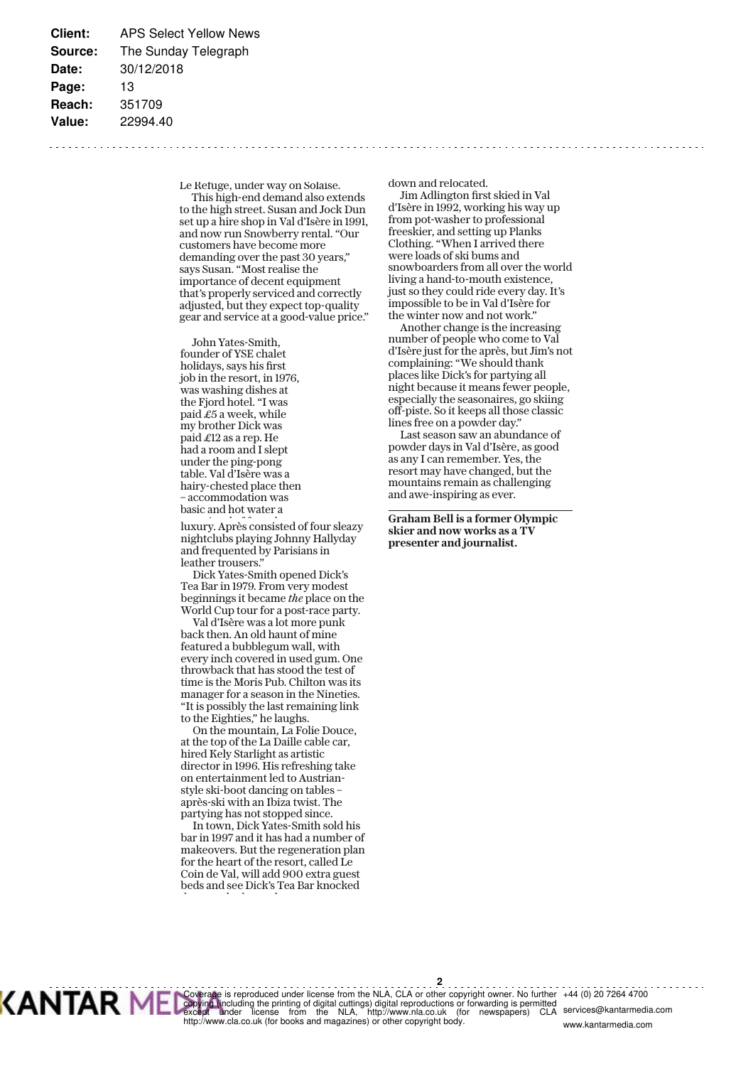Client: APS Select Yellow News
Source: The Sunday Telegraph
Date: 30/12/2018
Page: 13
Reach: 351709
Value: 22994.40

Le Refuge, under way on Solaise.

This high-end demand also extends to the high street. Susan and Jock Dun set up a hire shop in Val d'Isère in 1991, and now run Snowberry rental. "Our customers have become more demanding over the past 30 years," says Susan. "Most realise the importance of decent equipment that's properly serviced and correctly adjusted, but they expect top-quality gear and service at a good-value price."

John Yates-Smith, founder of YSE chalet holidays, says his first job in the resort, in 1976, was washing dishes at the Fjord hotel. "I was paid £5 a week, while my brother Dick was paid £12 as a rep. He had a room and I slept under the ping-pong table. Val d'Isère was a hairy-chested place then – accommodation was basic and hot water a luxury. Après consisted of four sleazy nightclubs playing Johnny Hallyday and frequented by Parisians in leather trousers."

Dick Yates-Smith opened Dick's Tea Bar in 1979. From very modest beginnings it became *the* place on the World Cup tour for a post-race party.

Val d'Isère was a lot more punk back then. An old haunt of mine featured a bubblegum wall, with every inch covered in used gum. One throwback that has stood the test of time is the Moris Pub. Chilton was its manager for a season in the Nineties. "It is possibly the last remaining link to the Eighties," he laughs.

On the mountain, La Folie Douce, at the top of the La Daille cable car, hired Kely Starlight as artistic director in 1996. His refreshing take on entertainment led to Austrian-style ski-boot dancing on tables – après-ski with an Ibiza twist. The partying has not stopped since.

In town, Dick Yates-Smith sold his bar in 1997 and it has had a number of makeovers. But the regeneration plan for the heart of the resort, called Le Coin de Val, will add 900 extra guest beds and see Dick's Tea Bar knocked down and relocated.

Jim Adlington first skied in Val d'Isère in 1992, working his way up from pot-washer to professional freeskier, and setting up Planks Clothing. "When I arrived there were loads of ski bums and snowboarders from all over the world living a hand-to-mouth existence, just so they could ride every day. It's impossible to be in Val d'Isère for the winter now and not work."

Another change is the increasing number of people who come to Val d'Isère just for the après, but Jim's not complaining: "We should thank places like Dick's for partying all night because it means fewer people, especially the seasonaires, go skiing off-piste. So it keeps all those classic lines free on a powder day."

Last season saw an abundance of powder days in Val d'Isère, as good as any I can remember. Yes, the resort may have changed, but the mountains remain as challenging and awe-inspiring as ever.

**Graham Bell is a former Olympic skier and now works as a TV presenter and journalist.**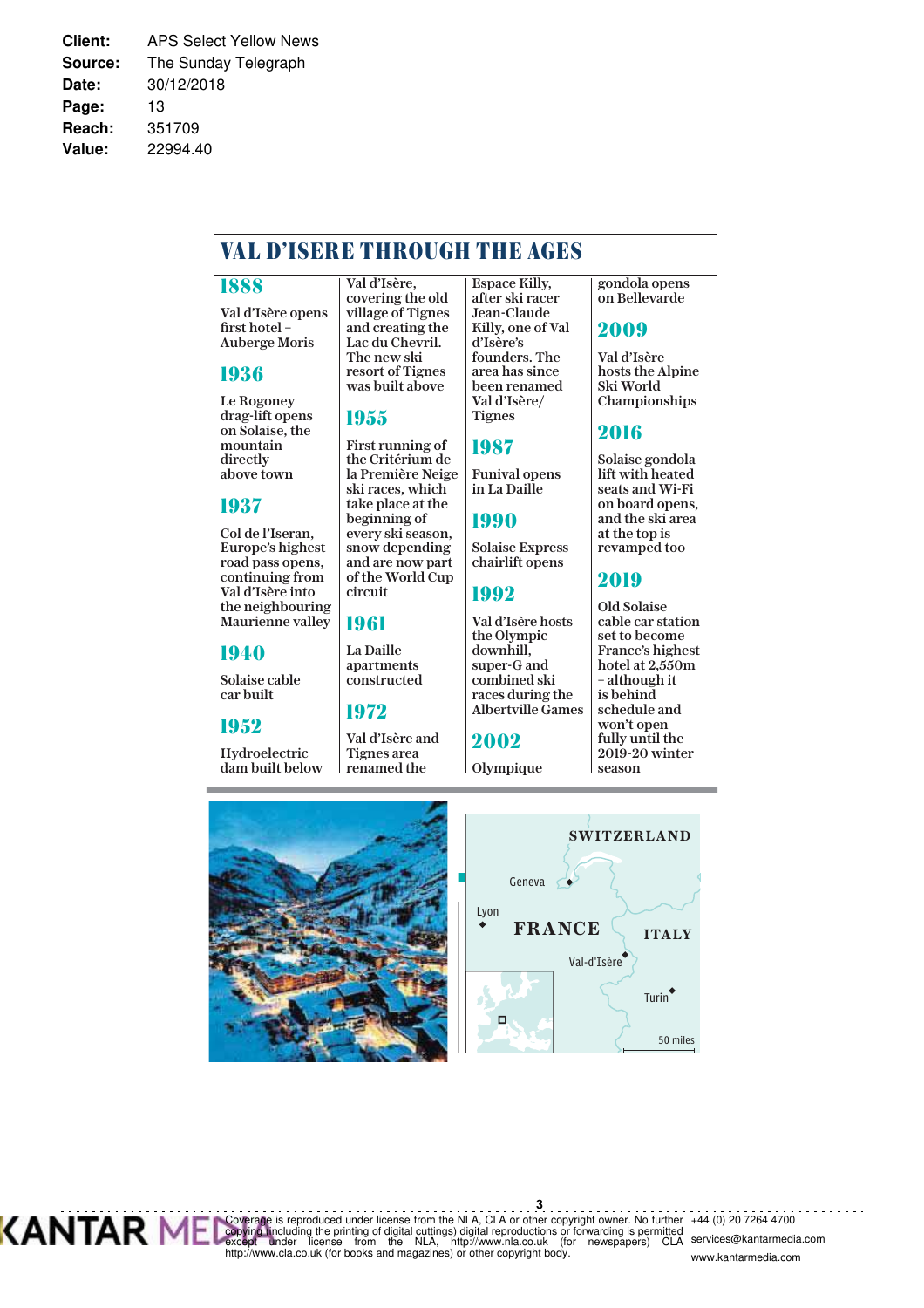**Client:** APS Select Yellow News
**Source:** The Sunday Telegraph
**Date:** 30/12/2018
**Page:** 13
**Reach:** 351709
**Value:** 22994.40

## VAL D'ISERE THROUGH THE AGES

**1888**

Val d'Isère opens first hotel – Auberge Moris

**1936**

Le Rogoney drag-lift opens on Solaise, the mountain directly above town

**1937**

Col de l'Iseran, Europe's highest road pass opens, continuing from Val d'Isère into the neighbouring Maurienne valley

**1940**

Solaise cable car built

**1952**

Hydroelectric dam built below Val d'Isère, covering the old village of Tignes and creating the Lac du Chevril. The new ski resort of Tignes was built above

**1955**

First running of the Critérium de la Première Neige ski races, which take place at the beginning of every ski season, snow depending and are now part of the World Cup circuit

**1961**

La Daille apartments constructed

**1972**

Val d'Isère and Tignes area renamed the Espace Killy, after ski racer Jean-Claude Killy, one of Val d'Isère's founders. The area has since been renamed Val d'Isère/ Tignes

**1987**

Funival opens in La Daille

**1990**

Solaise Express chairlift opens

**1992**

Val d'Isère hosts the Olympic downhill, super-G and combined ski races during the Albertville Games

**2002**

Olympique gondola opens on Bellevarde

**2009**

Val d'Isère hosts the Alpine Ski World Championships

**2016**

Solaise gondola lift with heated seats and Wi-Fi on board opens, and the ski area at the top is revamped too

**2019**

Old Solaise cable car station set to become France's highest hotel at 2,550m – although it is behind schedule and won't open fully until the 2019-20 winter season

SWITZERLAND
Geneva
Lyon
FRANCE
ITALY
Val-d'Isère
Turin
50 miles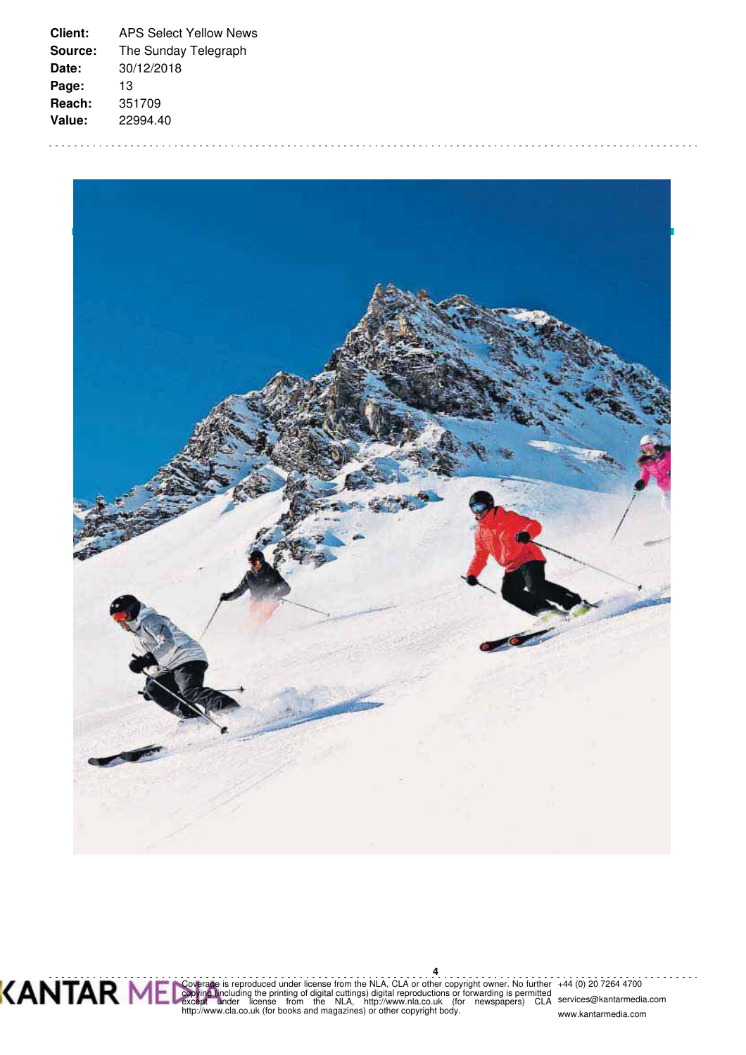**Client:** APS Select Yellow News
**Source:** The Sunday Telegraph
**Date:** 30/12/2018
**Page:** 13
**Reach:** 351709
**Value:** 22994.40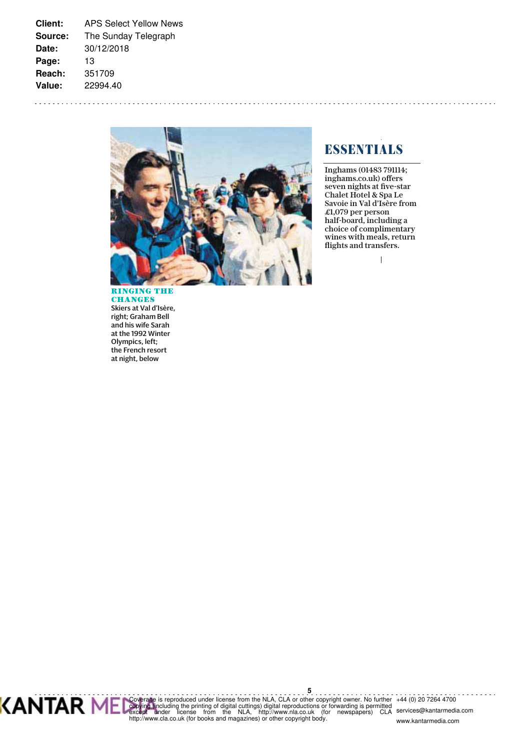Client: APS Select Yellow News
Source: The Sunday Telegraph
Date: 30/12/2018
Page: 13
Reach: 351709
Value: 22994.40

**RINGING THE CHANGES**
Skiers at Val d'Isère, right; Graham Bell and his wife Sarah at the 1992 Winter Olympics, left; the French resort at night, below

## ESSENTIALS

Inghams (01483 791114; inghams.co.uk) offers seven nights at five-star Chalet Hotel & Spa Le Savoie in Val d'Isère from £1,079 per person half-board, including a choice of complimentary wines with meals, return flights and transfers.